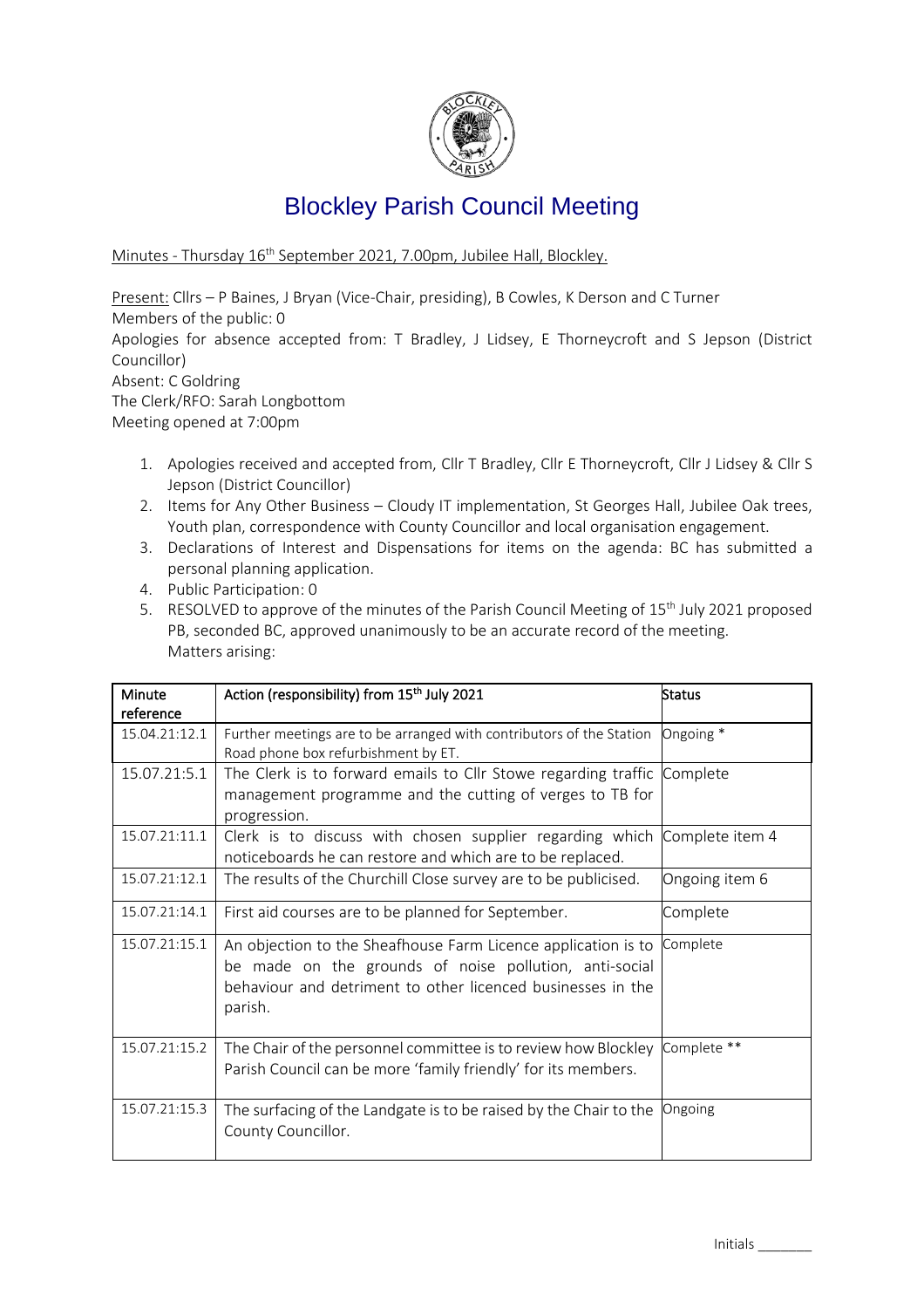# Blockley Parish Council Meeting

Minutes - Thursday 16th September 2021, 7.00pm, Jubilee Hall, Blockley.

Present: Cllrs – P Baines, J Bryan (Vice-Chair, presiding), B Cowles, K Derson and C Turner
Members of the public: 0
Apologies for absence accepted from: T Bradley, J Lidsey, E Thorneycroft and S Jepson (District Councillor)
Absent: C Goldring
The Clerk/RFO: Sarah Longbottom
Meeting opened at 7:00pm

1. Apologies received and accepted from, Cllr T Bradley, Cllr E Thorneycroft, Cllr J Lidsey & Cllr S Jepson (District Councillor)
2. Items for Any Other Business – Cloudy IT implementation, St Georges Hall, Jubilee Oak trees, Youth plan, correspondence with County Councillor and local organisation engagement.
3. Declarations of Interest and Dispensations for items on the agenda: BC has submitted a personal planning application.
4. Public Participation: 0
5. RESOLVED to approve of the minutes of the Parish Council Meeting of 15th July 2021 proposed PB, seconded BC, approved unanimously to be an accurate record of the meeting.
   Matters arising:

| Minute reference | Action (responsibility) from 15th July 2021 | Status |
|---|---|---|
| 15.04.21:12.1 | Further meetings are to be arranged with contributors of the Station Road phone box refurbishment by ET. | Ongoing * |
| 15.07.21:5.1 | The Clerk is to forward emails to Cllr Stowe regarding traffic management programme and the cutting of verges to TB for progression. | Complete |
| 15.07.21:11.1 | Clerk is to discuss with chosen supplier regarding which noticeboards he can restore and which are to be replaced. | Complete item 4 |
| 15.07.21:12.1 | The results of the Churchill Close survey are to be publicised. | Ongoing item 6 |
| 15.07.21:14.1 | First aid courses are to be planned for September. | Complete |
| 15.07.21:15.1 | An objection to the Sheafhouse Farm Licence application is to be made on the grounds of noise pollution, anti-social behaviour and detriment to other licenced businesses in the parish. | Complete |
| 15.07.21:15.2 | The Chair of the personnel committee is to review how Blockley Parish Council can be more 'family friendly' for its members. | Complete ** |
| 15.07.21:15.3 | The surfacing of the Landgate is to be raised by the Chair to the County Councillor. | Ongoing |

Initials _______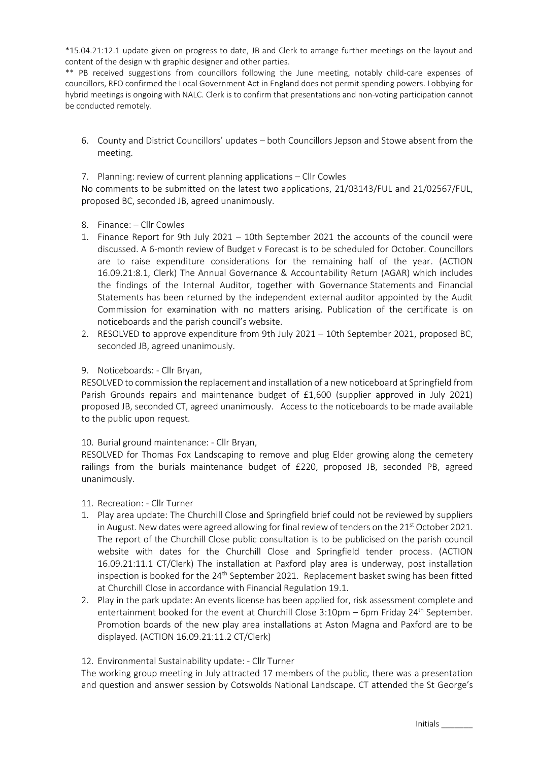*15.04.21:12.1 update given on progress to date, JB and Clerk to arrange further meetings on the layout and content of the design with graphic designer and other parties.

** PB received suggestions from councillors following the June meeting, notably child-care expenses of councillors, RFO confirmed the Local Government Act in England does not permit spending powers. Lobbying for hybrid meetings is ongoing with NALC. Clerk is to confirm that presentations and non-voting participation cannot be conducted remotely.

6. County and District Councillors' updates – both Councillors Jepson and Stowe absent from the meeting.

7. Planning: review of current planning applications – Cllr Cowles

No comments to be submitted on the latest two applications, 21/03143/FUL and 21/02567/FUL, proposed BC, seconded JB, agreed unanimously.

8. Finance: – Cllr Cowles

1. Finance Report for 9th July 2021 – 10th September 2021 the accounts of the council were discussed. A 6-month review of Budget v Forecast is to be scheduled for October. Councillors are to raise expenditure considerations for the remaining half of the year. (ACTION 16.09.21:8.1, Clerk) The Annual Governance & Accountability Return (AGAR) which includes the findings of the Internal Auditor, together with Governance Statements and Financial Statements has been returned by the independent external auditor appointed by the Audit Commission for examination with no matters arising. Publication of the certificate is on noticeboards and the parish council's website.
2. RESOLVED to approve expenditure from 9th July 2021 – 10th September 2021, proposed BC, seconded JB, agreed unanimously.

9. Noticeboards: - Cllr Bryan,

RESOLVED to commission the replacement and installation of a new noticeboard at Springfield from Parish Grounds repairs and maintenance budget of £1,600 (supplier approved in July 2021) proposed JB, seconded CT, agreed unanimously. Access to the noticeboards to be made available to the public upon request.

10. Burial ground maintenance: - Cllr Bryan,

RESOLVED for Thomas Fox Landscaping to remove and plug Elder growing along the cemetery railings from the burials maintenance budget of £220, proposed JB, seconded PB, agreed unanimously.

11. Recreation: - Cllr Turner

1. Play area update: The Churchill Close and Springfield brief could not be reviewed by suppliers in August. New dates were agreed allowing for final review of tenders on the 21st October 2021. The report of the Churchill Close public consultation is to be publicised on the parish council website with dates for the Churchill Close and Springfield tender process. (ACTION 16.09.21:11.1 CT/Clerk) The installation at Paxford play area is underway, post installation inspection is booked for the 24th September 2021. Replacement basket swing has been fitted at Churchill Close in accordance with Financial Regulation 19.1.
2. Play in the park update: An events license has been applied for, risk assessment complete and entertainment booked for the event at Churchill Close 3:10pm – 6pm Friday 24th September. Promotion boards of the new play area installations at Aston Magna and Paxford are to be displayed. (ACTION 16.09.21:11.2 CT/Clerk)

12. Environmental Sustainability update: - Cllr Turner

The working group meeting in July attracted 17 members of the public, there was a presentation and question and answer session by Cotswolds National Landscape. CT attended the St George's

Initials _______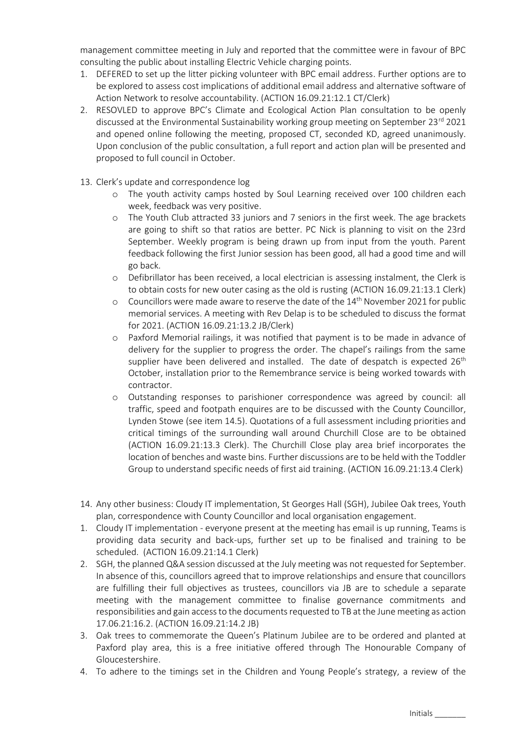management committee meeting in July and reported that the committee were in favour of BPC consulting the public about installing Electric Vehicle charging points.

1. DEFERED to set up the litter picking volunteer with BPC email address. Further options are to be explored to assess cost implications of additional email address and alternative software of Action Network to resolve accountability. (ACTION 16.09.21:12.1 CT/Clerk)
2. RESOVLED to approve BPC's Climate and Ecological Action Plan consultation to be openly discussed at the Environmental Sustainability working group meeting on September 23rd 2021 and opened online following the meeting, proposed CT, seconded KD, agreed unanimously. Upon conclusion of the public consultation, a full report and action plan will be presented and proposed to full council in October.

13. Clerk's update and correspondence log
    - The youth activity camps hosted by Soul Learning received over 100 children each week, feedback was very positive.
    - The Youth Club attracted 33 juniors and 7 seniors in the first week. The age brackets are going to shift so that ratios are better. PC Nick is planning to visit on the 23rd September. Weekly program is being drawn up from input from the youth. Parent feedback following the first Junior session has been good, all had a good time and will go back.
    - Defibrillator has been received, a local electrician is assessing instalment, the Clerk is to obtain costs for new outer casing as the old is rusting (ACTION 16.09.21:13.1 Clerk)
    - Councillors were made aware to reserve the date of the 14th November 2021 for public memorial services. A meeting with Rev Delap is to be scheduled to discuss the format for 2021. (ACTION 16.09.21:13.2 JB/Clerk)
    - Paxford Memorial railings, it was notified that payment is to be made in advance of delivery for the supplier to progress the order. The chapel's railings from the same supplier have been delivered and installed. The date of despatch is expected 26th October, installation prior to the Remembrance service is being worked towards with contractor.
    - Outstanding responses to parishioner correspondence was agreed by council: all traffic, speed and footpath enquires are to be discussed with the County Councillor, Lynden Stowe (see item 14.5). Quotations of a full assessment including priorities and critical timings of the surrounding wall around Churchill Close are to be obtained (ACTION 16.09.21:13.3 Clerk). The Churchill Close play area brief incorporates the location of benches and waste bins. Further discussions are to be held with the Toddler Group to understand specific needs of first aid training. (ACTION 16.09.21:13.4 Clerk)

14. Any other business: Cloudy IT implementation, St Georges Hall (SGH), Jubilee Oak trees, Youth plan, correspondence with County Councillor and local organisation engagement.

1. Cloudy IT implementation - everyone present at the meeting has email is up running, Teams is providing data security and back-ups, further set up to be finalised and training to be scheduled. (ACTION 16.09.21:14.1 Clerk)
2. SGH, the planned Q&A session discussed at the July meeting was not requested for September. In absence of this, councillors agreed that to improve relationships and ensure that councillors are fulfilling their full objectives as trustees, councillors via JB are to schedule a separate meeting with the management committee to finalise governance commitments and responsibilities and gain access to the documents requested to TB at the June meeting as action 17.06.21:16.2. (ACTION 16.09.21:14.2 JB)
3. Oak trees to commemorate the Queen's Platinum Jubilee are to be ordered and planted at Paxford play area, this is a free initiative offered through The Honourable Company of Gloucestershire.
4. To adhere to the timings set in the Children and Young People's strategy, a review of the

Initials _______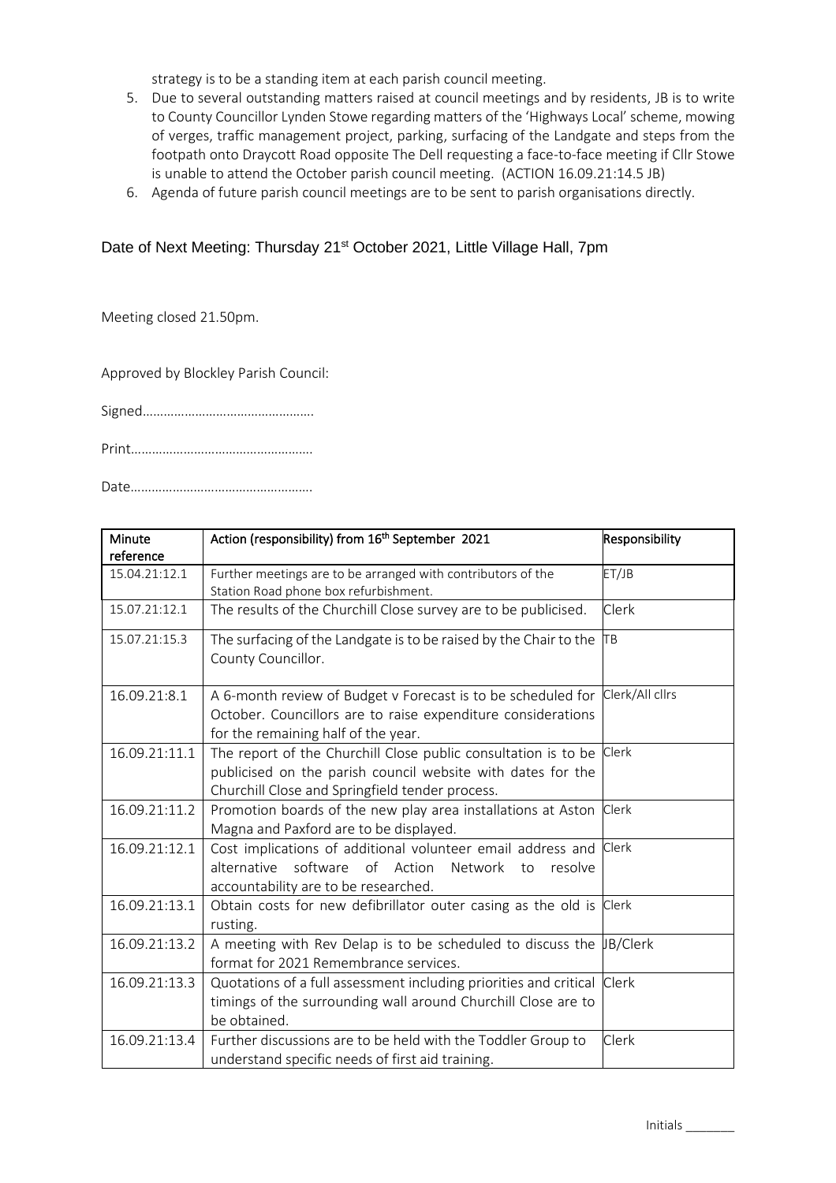strategy is to be a standing item at each parish council meeting.

5. Due to several outstanding matters raised at council meetings and by residents, JB is to write to County Councillor Lynden Stowe regarding matters of the 'Highways Local' scheme, mowing of verges, traffic management project, parking, surfacing of the Landgate and steps from the footpath onto Draycott Road opposite The Dell requesting a face-to-face meeting if Cllr Stowe is unable to attend the October parish council meeting. (ACTION 16.09.21:14.5 JB)
6. Agenda of future parish council meetings are to be sent to parish organisations directly.

Date of Next Meeting: Thursday 21st October 2021, Little Village Hall, 7pm

Meeting closed 21.50pm.

Approved by Blockley Parish Council:

Signed………………………………………….

Print…………………………………………….

Date…………………………………………….

| Minute reference | Action (responsibility) from 16th September 2021 | Responsibility |
|---|---|---|
| 15.04.21:12.1 | Further meetings are to be arranged with contributors of the Station Road phone box refurbishment. | ET/JB |
| 15.07.21:12.1 | The results of the Churchill Close survey are to be publicised. | Clerk |
| 15.07.21:15.3 | The surfacing of the Landgate is to be raised by the Chair to the County Councillor. | TB |
| 16.09.21:8.1 | A 6-month review of Budget v Forecast is to be scheduled for October. Councillors are to raise expenditure considerations for the remaining half of the year. | Clerk/All cllrs |
| 16.09.21:11.1 | The report of the Churchill Close public consultation is to be publicised on the parish council website with dates for the Churchill Close and Springfield tender process. | Clerk |
| 16.09.21:11.2 | Promotion boards of the new play area installations at Aston Magna and Paxford are to be displayed. | Clerk |
| 16.09.21:12.1 | Cost implications of additional volunteer email address and alternative software of Action Network to resolve accountability are to be researched. | Clerk |
| 16.09.21:13.1 | Obtain costs for new defibrillator outer casing as the old is rusting. | Clerk |
| 16.09.21:13.2 | A meeting with Rev Delap is to be scheduled to discuss the format for 2021 Remembrance services. | JB/Clerk |
| 16.09.21:13.3 | Quotations of a full assessment including priorities and critical timings of the surrounding wall around Churchill Close are to be obtained. | Clerk |
| 16.09.21:13.4 | Further discussions are to be held with the Toddler Group to understand specific needs of first aid training. | Clerk |

Initials _______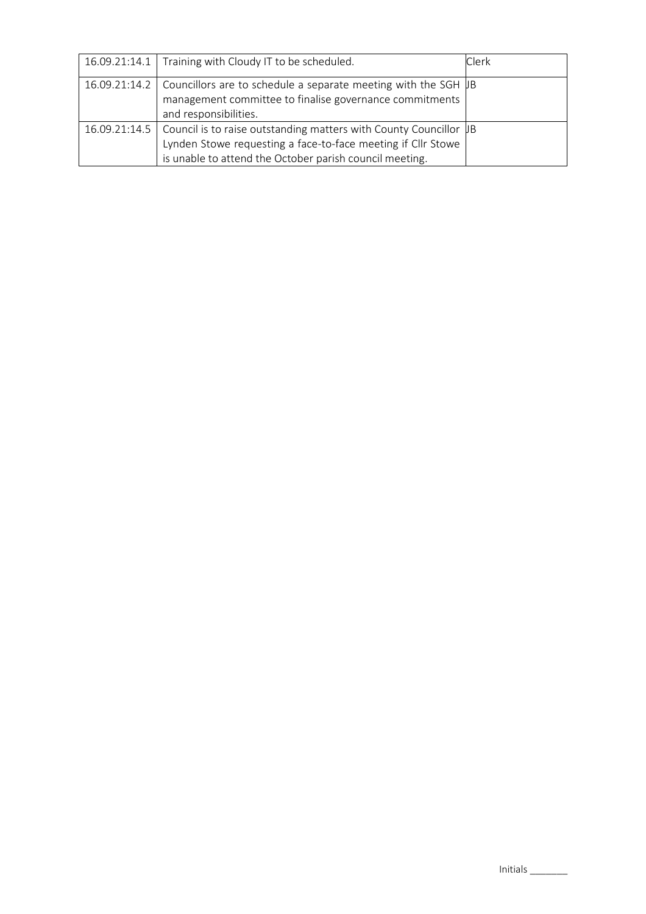| | | |
|---|---|---|
| 16.09.21:14.1 | Training with Cloudy IT to be scheduled. | Clerk |
| 16.09.21:14.2 | Councillors are to schedule a separate meeting with the SGH management committee to finalise governance commitments and responsibilities. | JB |
| 16.09.21:14.5 | Council is to raise outstanding matters with County Councillor Lynden Stowe requesting a face-to-face meeting if Cllr Stowe is unable to attend the October parish council meeting. | JB |

Initials _______